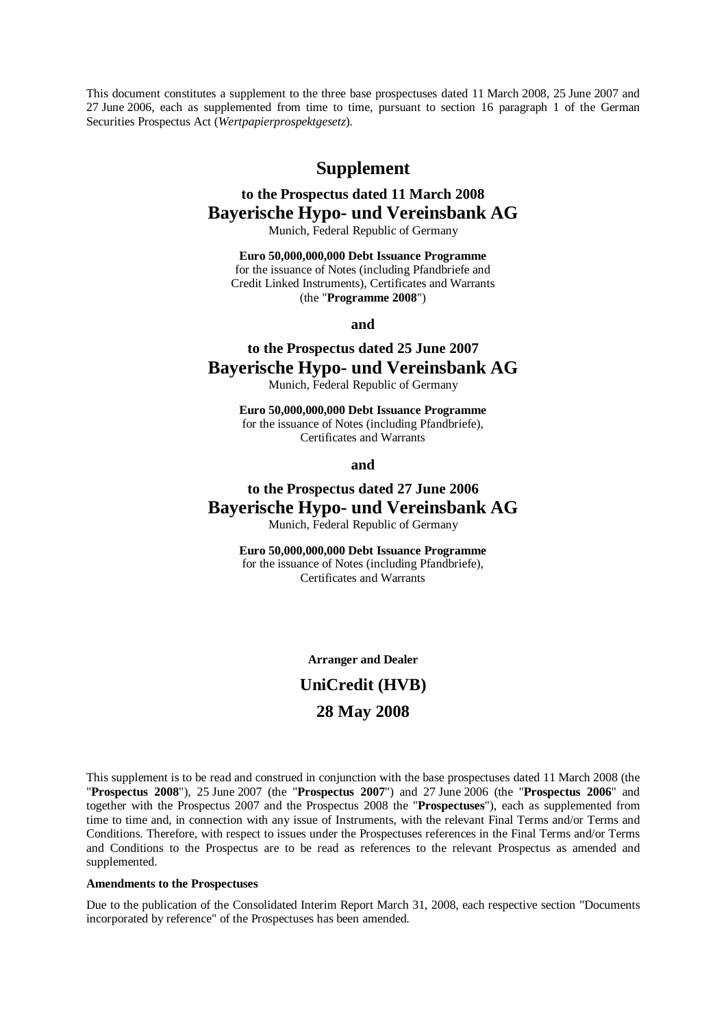This document constitutes a supplement to the three base prospectuses dated 11 March 2008, 25 June 2007 and 27 June 2006, each as supplemented from time to time, pursuant to section 16 paragraph 1 of the German Securities Prospectus Act (*Wertpapierprospektgesetz*).

# Supplement

### to the Prospectus dated 11 March 2008

## Bayerische Hypo- und Vereinsbank AG

Munich, Federal Republic of Germany

**Euro 50,000,000,000 Debt Issuance Programme**
for the issuance of Notes (including Pfandbriefe and Credit Linked Instruments), Certificates and Warrants
(the "**Programme 2008**")

**and**

### to the Prospectus dated 25 June 2007

## Bayerische Hypo- und Vereinsbank AG

Munich, Federal Republic of Germany

**Euro 50,000,000,000 Debt Issuance Programme**
for the issuance of Notes (including Pfandbriefe), Certificates and Warrants

**and**

### to the Prospectus dated 27 June 2006

## Bayerische Hypo- und Vereinsbank AG

Munich, Federal Republic of Germany

**Euro 50,000,000,000 Debt Issuance Programme**
for the issuance of Notes (including Pfandbriefe), Certificates and Warrants

**Arranger and Dealer**

**UniCredit (HVB)**

**28 May 2008**

This supplement is to be read and construed in conjunction with the base prospectuses dated 11 March 2008 (the "**Prospectus 2008**"), 25 June 2007 (the "**Prospectus 2007**") and 27 June 2006 (the "**Prospectus 2006**" and together with the Prospectus 2007 and the Prospectus 2008 the "**Prospectuses**"), each as supplemented from time to time and, in connection with any issue of Instruments, with the relevant Final Terms and/or Terms and Conditions. Therefore, with respect to issues under the Prospectuses references in the Final Terms and/or Terms and Conditions to the Prospectus are to be read as references to the relevant Prospectus as amended and supplemented.

**Amendments to the Prospectuses**

Due to the publication of the Consolidated Interim Report March 31, 2008, each respective section "Documents incorporated by reference" of the Prospectuses has been amended.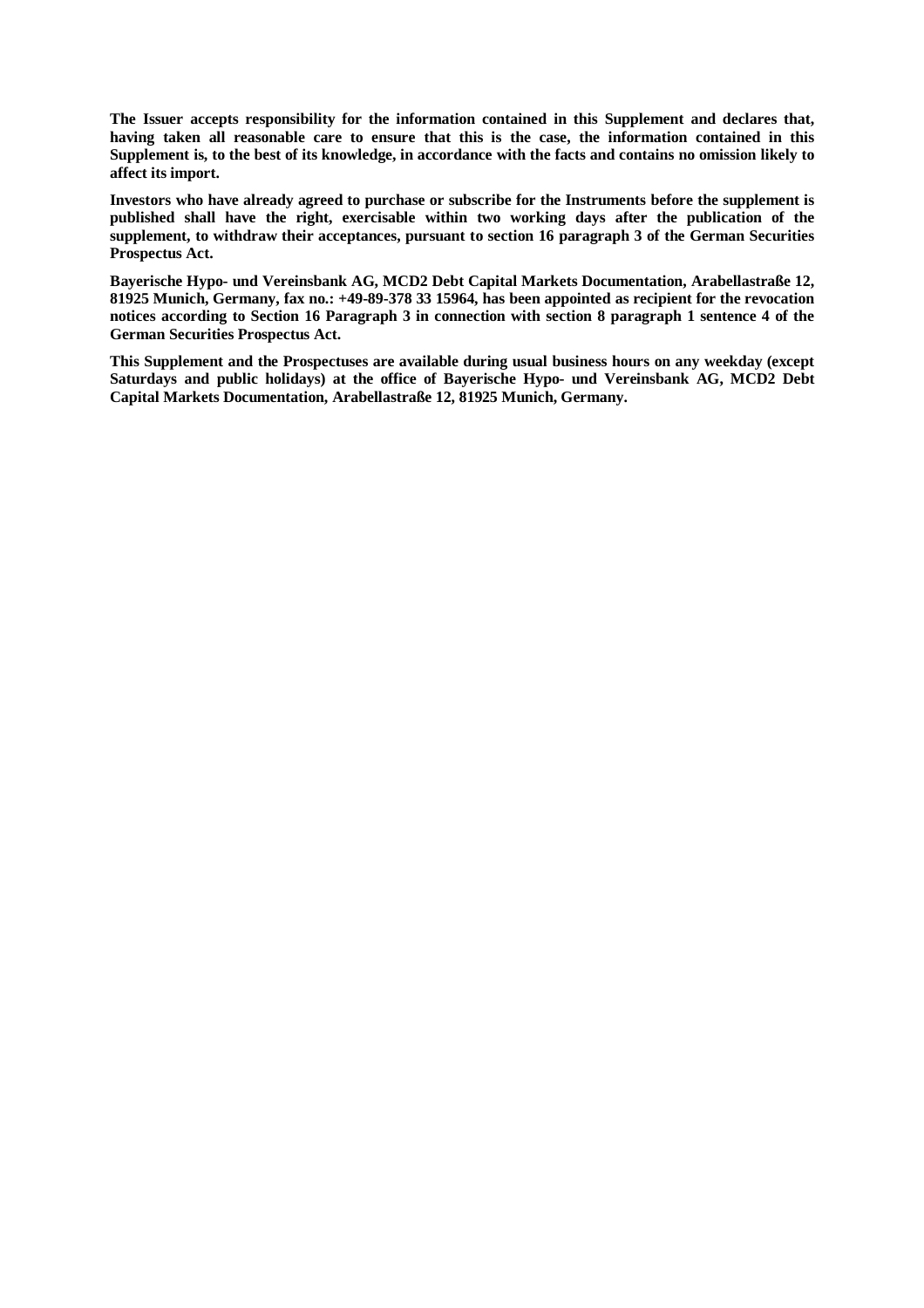**The Issuer accepts responsibility for the information contained in this Supplement and declares that, having taken all reasonable care to ensure that this is the case, the information contained in this Supplement is, to the best of its knowledge, in accordance with the facts and contains no omission likely to affect its import.**

**Investors who have already agreed to purchase or subscribe for the Instruments before the supplement is published shall have the right, exercisable within two working days after the publication of the supplement, to withdraw their acceptances, pursuant to section 16 paragraph 3 of the German Securities Prospectus Act.**

**Bayerische Hypo- und Vereinsbank AG, MCD2 Debt Capital Markets Documentation, Arabellastraße 12, 81925 Munich, Germany, fax no.: +49-89-378 33 15964, has been appointed as recipient for the revocation notices according to Section 16 Paragraph 3 in connection with section 8 paragraph 1 sentence 4 of the German Securities Prospectus Act.**

**This Supplement and the Prospectuses are available during usual business hours on any weekday (except Saturdays and public holidays) at the office of Bayerische Hypo- und Vereinsbank AG, MCD2 Debt Capital Markets Documentation, Arabellastraße 12, 81925 Munich, Germany.**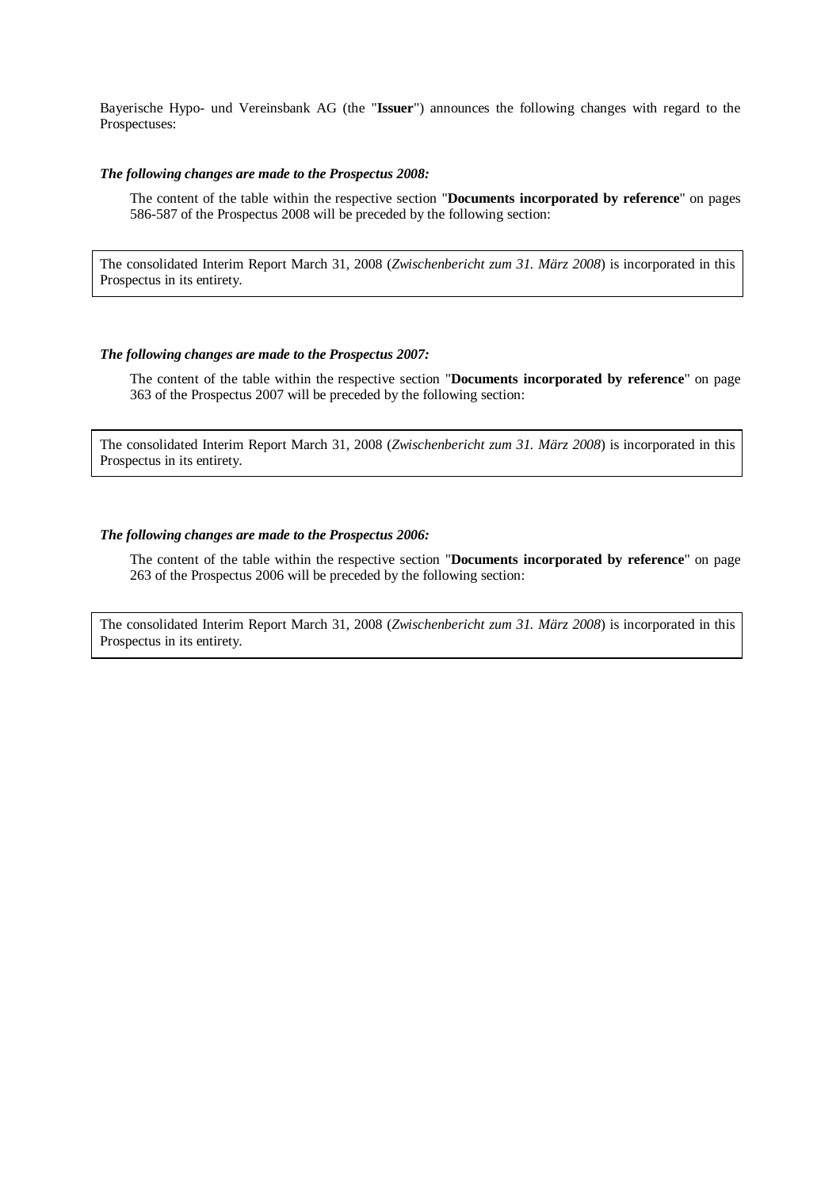Bayerische Hypo- und Vereinsbank AG (the "**Issuer**") announces the following changes with regard to the Prospectuses:

***The following changes are made to the Prospectus 2008:***

The content of the table within the respective section "**Documents incorporated by reference**" on pages 586-587 of the Prospectus 2008 will be preceded by the following section:

| The consolidated Interim Report March 31, 2008 (*Zwischenbericht zum 31. März 2008*) is incorporated in this Prospectus in its entirety. |
|---|

***The following changes are made to the Prospectus 2007:***

The content of the table within the respective section "**Documents incorporated by reference**" on page 363 of the Prospectus 2007 will be preceded by the following section:

| The consolidated Interim Report March 31, 2008 (*Zwischenbericht zum 31. März 2008*) is incorporated in this Prospectus in its entirety. |
|---|

***The following changes are made to the Prospectus 2006:***

The content of the table within the respective section "**Documents incorporated by reference**" on page 263 of the Prospectus 2006 will be preceded by the following section:

| The consolidated Interim Report March 31, 2008 (*Zwischenbericht zum 31. März 2008*) is incorporated in this Prospectus in its entirety. |
|---|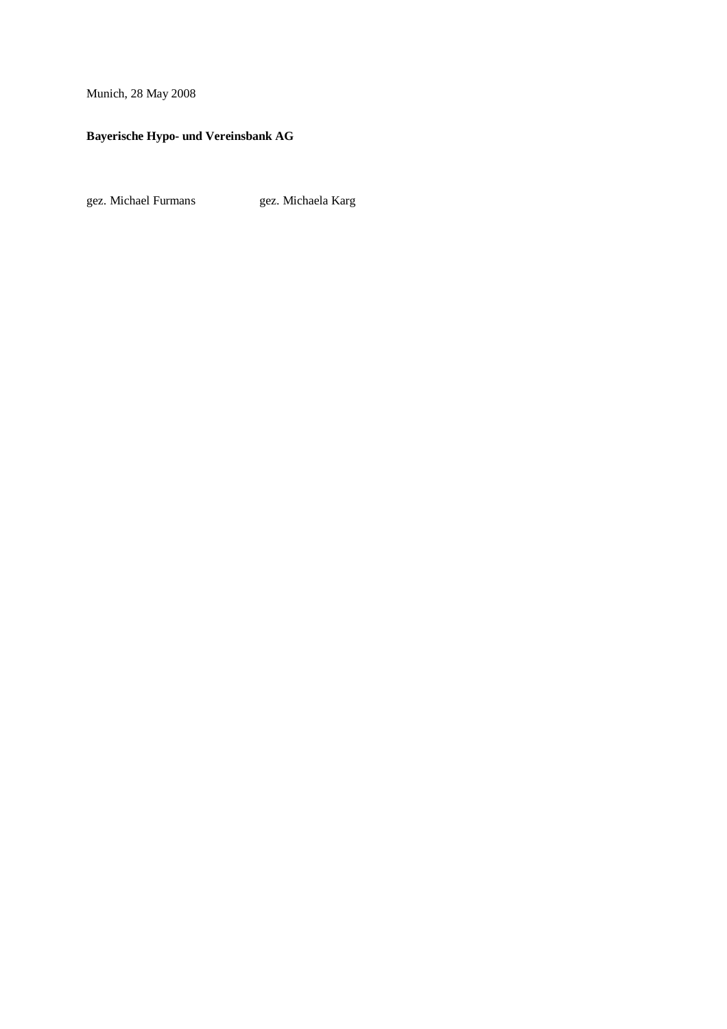Munich, 28 May 2008

**Bayerische Hypo- und Vereinsbank AG**

gez. Michael Furmans gez. Michaela Karg